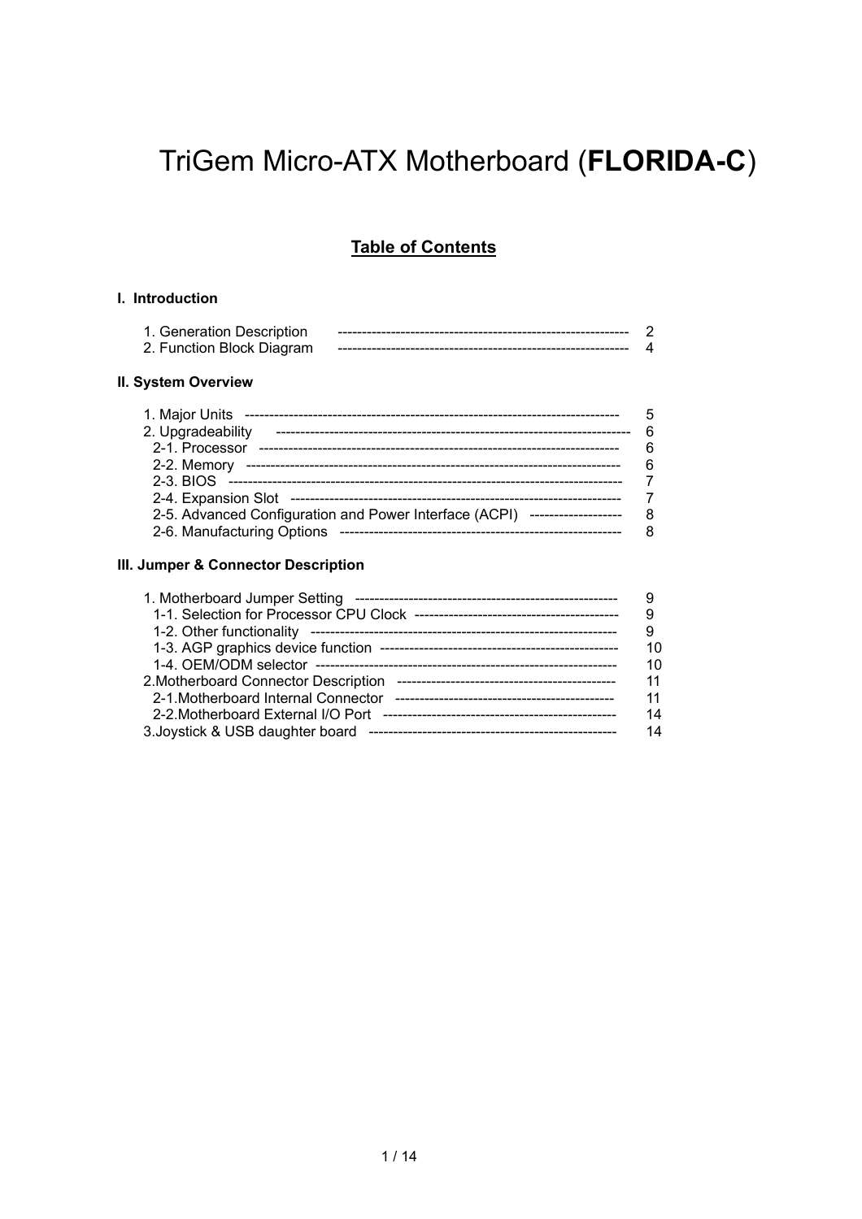# TriGem Micro-ATX Motherboard (**FLORIDA-C**)

## Table of Contents

### I. Introduction

1. Generation Description ---------------------------------------------------------- 2
2. Function Block Diagram ---------------------------------------------------------- 4

### II. System Overview

1. Major Units ---------------------------------------------------------------------------- 5
2. Upgradeability ---------------------------------------------------------------------- 6
   - 2-1. Processor ----------------------------------------------------------------------- 6
   - 2-2. Memory ------------------------------------------------------------------------- 6
   - 2-3. BIOS ---------------------------------------------------------------------------- 7
   - 2-4. Expansion Slot ------------------------------------------------------------------ 7
   - 2-5. Advanced Configuration and Power Interface (ACPI) ------------------- 8
   - 2-6. Manufacturing Options ------------------------------------------------------- 8

### III. Jumper & Connector Description

1. Motherboard Jumper Setting ---------------------------------------------------- 9
   - 1-1. Selection for Processor CPU Clock ----------------------------------------- 9
   - 1-2. Other functionality ------------------------------------------------------------ 9
   - 1-3. AGP graphics device function -------------------------------------------- 10
   - 1-4. OEM/ODM selector ----------------------------------------------------------- 10
2. Motherboard Connector Description ------------------------------------------- 11
   - 2-1. Motherboard Internal Connector ------------------------------------------ 11
   - 2-2. Motherboard External I/O Port -------------------------------------------- 14
3. Joystick & USB daughter board ------------------------------------------------- 14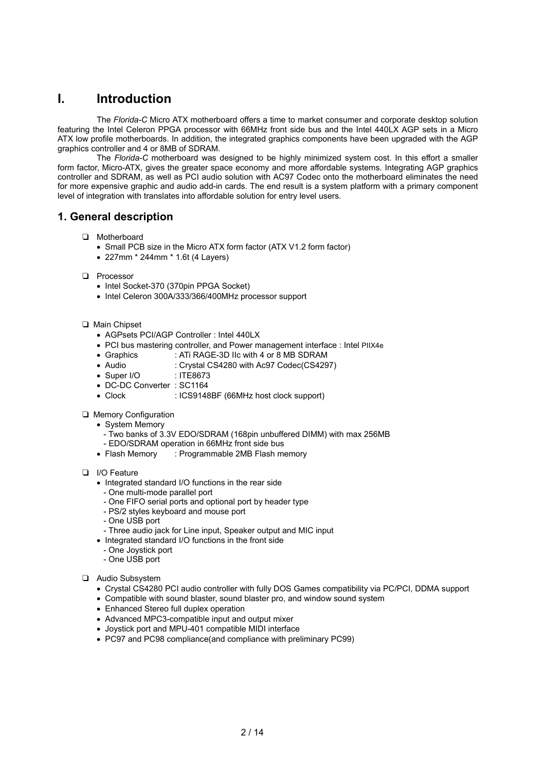# I. Introduction

The *Florida-C* Micro ATX motherboard offers a time to market consumer and corporate desktop solution featuring the Intel Celeron PPGA processor with 66MHz front side bus and the Intel 440LX AGP sets in a Micro ATX low profile motherboards. In addition, the integrated graphics components have been upgraded with the AGP graphics controller and 4 or 8MB of SDRAM.

The *Florida-C* motherboard was designed to be highly minimized system cost. In this effort a smaller form factor, Micro-ATX, gives the greater space economy and more affordable systems. Integrating AGP graphics controller and SDRAM, as well as PCI audio solution with AC97 Codec onto the motherboard eliminates the need for more expensive graphic and audio add-in cards. The end result is a system platform with a primary component level of integration with translates into affordable solution for entry level users.

## 1. General description

- Motherboard
  - Small PCB size in the Micro ATX form factor (ATX V1.2 form factor)
  - 227mm * 244mm * 1.6t (4 Layers)
- Processor
  - Intel Socket-370 (370pin PPGA Socket)
  - Intel Celeron 300A/333/366/400MHz processor support
- Main Chipset
  - AGPsets PCI/AGP Controller : Intel 440LX
  - PCI bus mastering controller, and Power management interface : Intel PIIX4e
  - Graphics : ATi RAGE-3D IIc with 4 or 8 MB SDRAM
  - Audio : Crystal CS4280 with Ac97 Codec(CS4297)
  - Super I/O : ITE8673
  - DC-DC Converter : SC1164
  - Clock : ICS9148BF (66MHz host clock support)
- Memory Configuration
  - System Memory
    - Two banks of 3.3V EDO/SDRAM (168pin unbuffered DIMM) with max 256MB
    - EDO/SDRAM operation in 66MHz front side bus
  - Flash Memory : Programmable 2MB Flash memory
- I/O Feature
  - Integrated standard I/O functions in the rear side
    - One multi-mode parallel port
    - One FIFO serial ports and optional port by header type
    - PS/2 styles keyboard and mouse port
    - One USB port
    - Three audio jack for Line input, Speaker output and MIC input
  - Integrated standard I/O functions in the front side
    - One Joystick port
    - One USB port
- Audio Subsystem
  - Crystal CS4280 PCI audio controller with fully DOS Games compatibility via PC/PCI, DDMA support
  - Compatible with sound blaster, sound blaster pro, and window sound system
  - Enhanced Stereo full duplex operation
  - Advanced MPC3-compatible input and output mixer
  - Joystick port and MPU-401 compatible MIDI interface
  - PC97 and PC98 compliance(and compliance with preliminary PC99)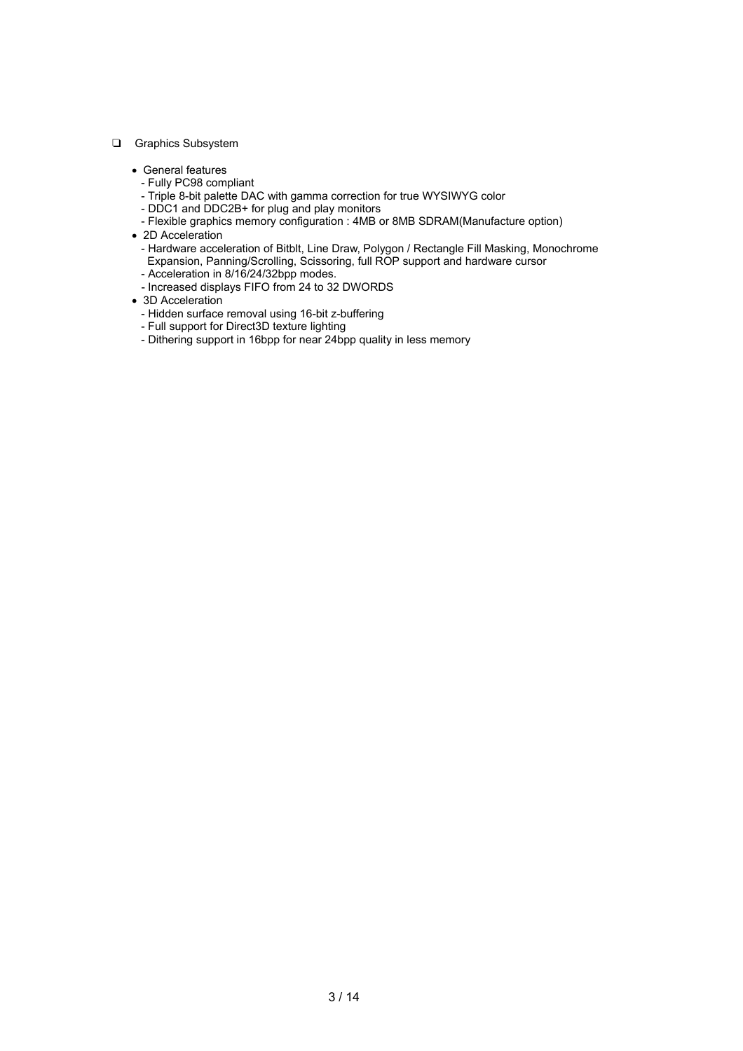- Graphics Subsystem

  - General features
    - Fully PC98 compliant
    - Triple 8-bit palette DAC with gamma correction for true WYSIWYG color
    - DDC1 and DDC2B+ for plug and play monitors
    - Flexible graphics memory configuration : 4MB or 8MB SDRAM(Manufacture option)
  - 2D Acceleration
    - Hardware acceleration of Bitblt, Line Draw, Polygon / Rectangle Fill Masking, Monochrome Expansion, Panning/Scrolling, Scissoring, full ROP support and hardware cursor
    - Acceleration in 8/16/24/32bpp modes.
    - Increased displays FIFO from 24 to 32 DWORDS
  - 3D Acceleration
    - Hidden surface removal using 16-bit z-buffering
    - Full support for Direct3D texture lighting
    - Dithering support in 16bpp for near 24bpp quality in less memory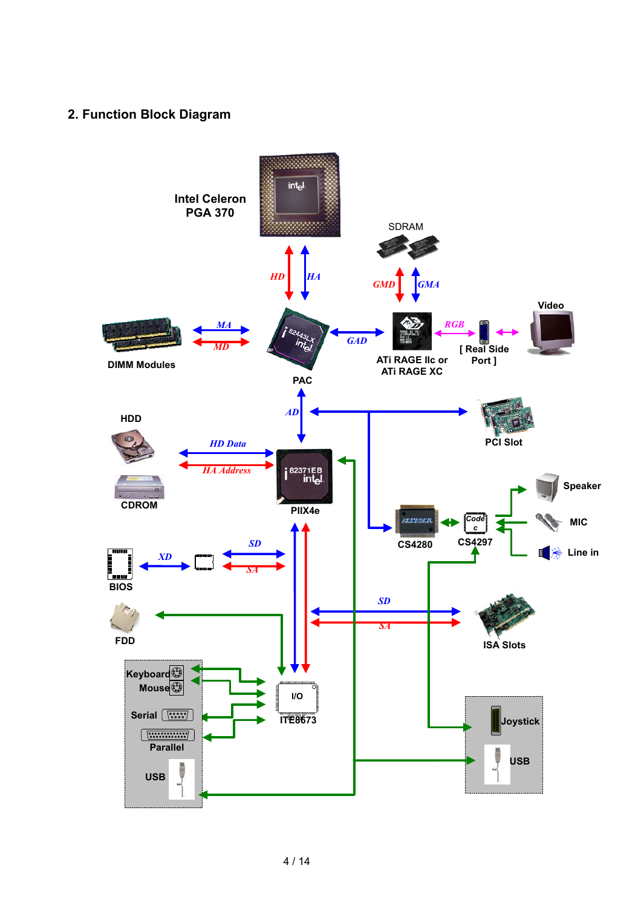## 2. Function Block Diagram

Intel Celeron
PGA 370

HD HA

SDRAM

GMD GMA

MA
MD

DIMM Modules

82443LX

PAC

GAD

ATi RAGE IIc or
ATi RAGE XC

RGB

[ Real Side
Port ]

Video

AD

PCI Slot

HDD

HD Data
HA Address

CDROM

82371EB

PIIX4e

CS4280

CS4297

Speaker

MIC

Line in

BIOS

XD

SD
SA

FDD

SD
SA

ISA Slots

Keyboard
Mouse

Serial

Parallel

USB

I/O
ITE8673

Joystick

USB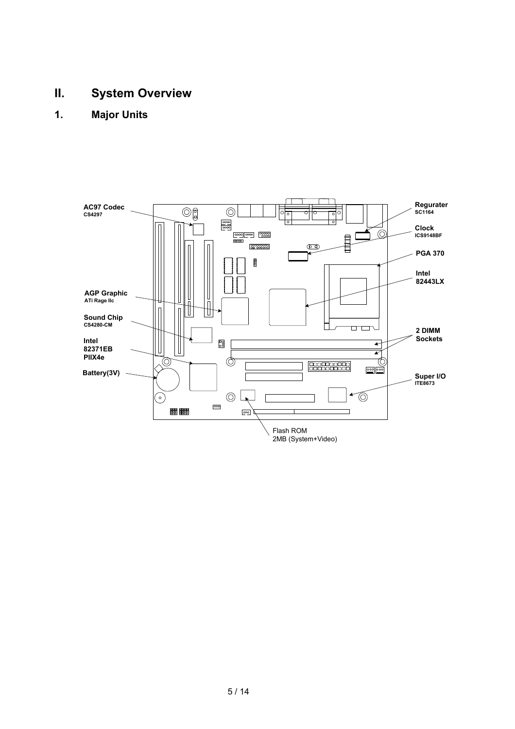# II. System Overview

## 1. Major Units

**AC97 Codec**
**CS4297**

**Regurater**
**SC1164**

**Clock**
**ICS9148BF**

**PGA 370**

**Intel**
**82443LX**

**AGP Graphic**
**ATi Rage IIc**

**Sound Chip**
**CS4280-CM**

**2 DIMM**
**Sockets**

**Intel**
**82371EB**
**PIIX4e**

**Battery(3V)**

**Super I/O**
**ITE8673**

Flash ROM
2MB (System+Video)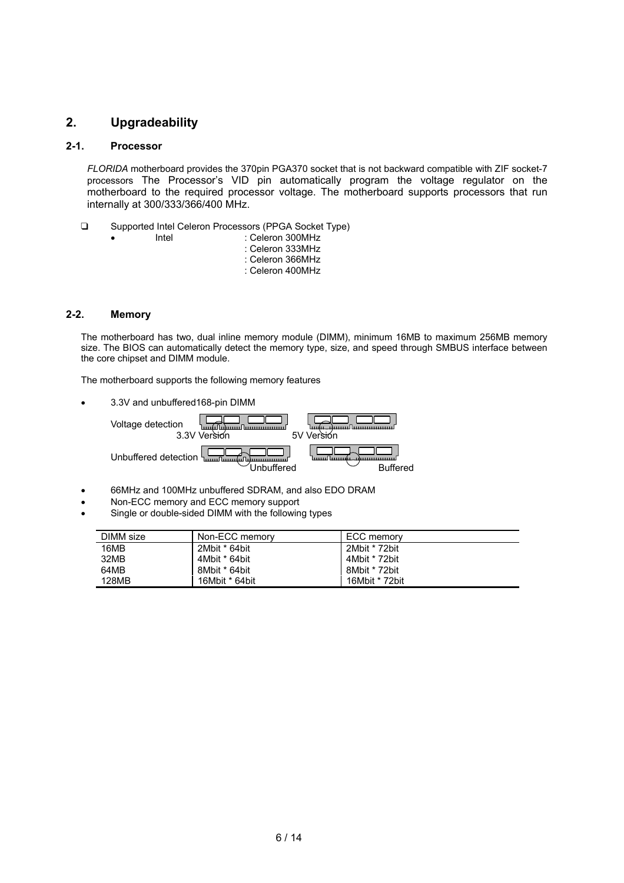# 2. Upgradeability

## 2-1. Processor

*FLORIDA* motherboard provides the 370pin PGA370 socket that is not backward compatible with ZIF socket-7 processors The Processor's VID pin automatically program the voltage regulator on the motherboard to the required processor voltage. The motherboard supports processors that run internally at 300/333/366/400 MHz.

- Supported Intel Celeron Processors (PPGA Socket Type)
  - Intel : Celeron 300MHz
    : Celeron 333MHz
    : Celeron 366MHz
    : Celeron 400MHz

## 2-2. Memory

The motherboard has two, dual inline memory module (DIMM), minimum 16MB to maximum 256MB memory size. The BIOS can automatically detect the memory type, size, and speed through SMBUS interface between the core chipset and DIMM module.

The motherboard supports the following memory features

- 3.3V and unbuffered168-pin DIMM

Voltage detection 3.3V Version 5V Version

Unbuffered detection Unbuffered Buffered

- 66MHz and 100MHz unbuffered SDRAM, and also EDO DRAM
- Non-ECC memory and ECC memory support
- Single or double-sided DIMM with the following types

| DIMM size | Non-ECC memory | ECC memory |
|---|---|---|
| 16MB | 2Mbit * 64bit | 2Mbit * 72bit |
| 32MB | 4Mbit * 64bit | 4Mbit * 72bit |
| 64MB | 8Mbit * 64bit | 8Mbit * 72bit |
| 128MB | 16Mbit * 64bit | 16Mbit * 72bit |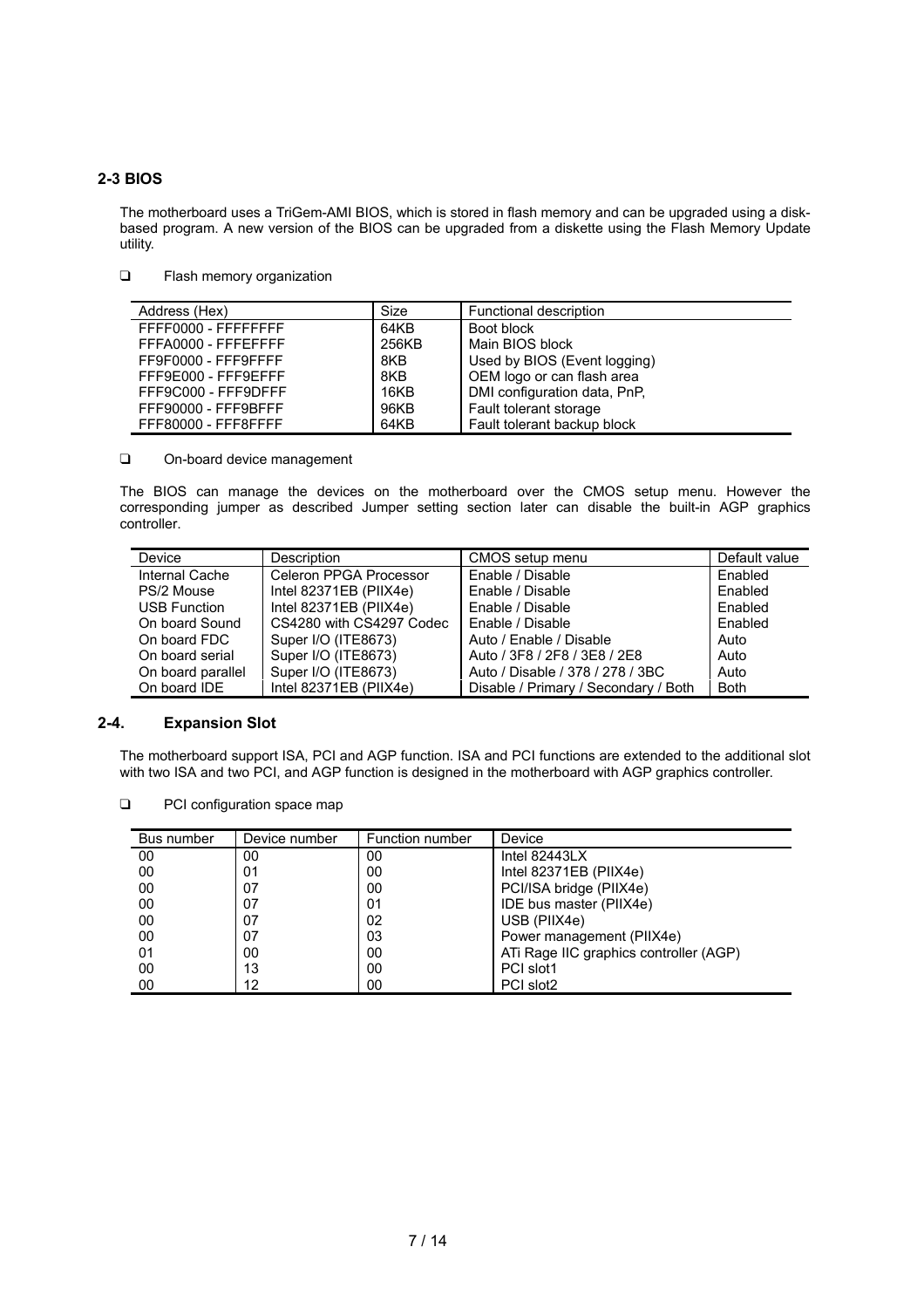## 2-3 BIOS

The motherboard uses a TriGem-AMI BIOS, which is stored in flash memory and can be upgraded using a disk-based program. A new version of the BIOS can be upgraded from a diskette using the Flash Memory Update utility.

- Flash memory organization

| Address (Hex) | Size | Functional description |
|---|---|---|
| FFFF0000 - FFFFFFFF | 64KB | Boot block |
| FFFA0000 - FFFEFFFF | 256KB | Main BIOS block |
| FF9F0000 - FFF9FFFF | 8KB | Used by BIOS (Event logging) |
| FFF9E000 - FFF9EFFF | 8KB | OEM logo or can flash area |
| FFF9C000 - FFF9DFFF | 16KB | DMI configuration data, PnP, |
| FFF90000 - FFF9BFFF | 96KB | Fault tolerant storage |
| FFF80000 - FFF8FFFF | 64KB | Fault tolerant backup block |

- On-board device management

The BIOS can manage the devices on the motherboard over the CMOS setup menu. However the corresponding jumper as described Jumper setting section later can disable the built-in AGP graphics controller.

| Device | Description | CMOS setup menu | Default value |
|---|---|---|---|
| Internal Cache | Celeron PPGA Processor | Enable / Disable | Enabled |
| PS/2 Mouse | Intel 82371EB (PIIX4e) | Enable / Disable | Enabled |
| USB Function | Intel 82371EB (PIIX4e) | Enable / Disable | Enabled |
| On board Sound | CS4280 with CS4297 Codec | Enable / Disable | Enabled |
| On board FDC | Super I/O (ITE8673) | Auto / Enable / Disable | Auto |
| On board serial | Super I/O (ITE8673) | Auto / 3F8 / 2F8 / 3E8 / 2E8 | Auto |
| On board parallel | Super I/O (ITE8673) | Auto / Disable / 378 / 278 / 3BC | Auto |
| On board IDE | Intel 82371EB (PIIX4e) | Disable / Primary / Secondary / Both | Both |

## 2-4. Expansion Slot

The motherboard support ISA, PCI and AGP function. ISA and PCI functions are extended to the additional slot with two ISA and two PCI, and AGP function is designed in the motherboard with AGP graphics controller.

- PCI configuration space map

| Bus number | Device number | Function number | Device |
|---|---|---|---|
| 00 | 00 | 00 | Intel 82443LX |
| 00 | 01 | 00 | Intel 82371EB (PIIX4e) |
| 00 | 07 | 00 | PCI/ISA bridge (PIIX4e) |
| 00 | 07 | 01 | IDE bus master (PIIX4e) |
| 00 | 07 | 02 | USB (PIIX4e) |
| 00 | 07 | 03 | Power management (PIIX4e) |
| 01 | 00 | 00 | ATi Rage IIC graphics controller (AGP) |
| 00 | 13 | 00 | PCI slot1 |
| 00 | 12 | 00 | PCI slot2 |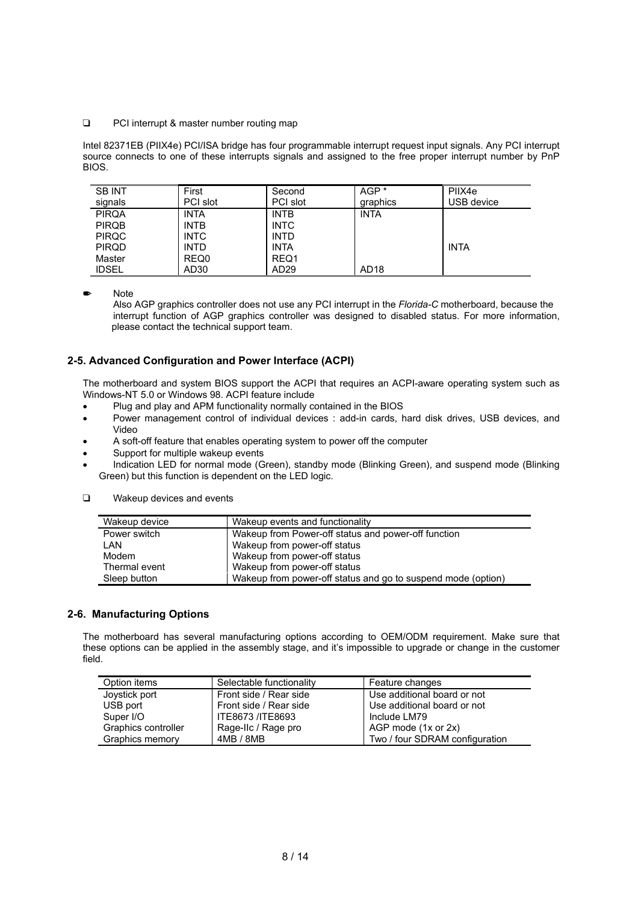❑ PCI interrupt & master number routing map

Intel 82371EB (PIIX4e) PCI/ISA bridge has four programmable interrupt request input signals. Any PCI interrupt source connects to one of these interrupts signals and assigned to the free proper interrupt number by PnP BIOS.

| SB INT signals | First PCI slot | Second PCI slot | AGP * graphics | PIIX4e USB device |
|---|---|---|---|---|
| PIRQA | INTA | INTB | INTA | |
| PIRQB | INTB | INTC | | |
| PIRQC | INTC | INTD | | |
| PIRQD | INTD | INTA | | INTA |
| Master | REQ0 | REQ1 | | |
| IDSEL | AD30 | AD29 | AD18 | |

✒ Note

Also AGP graphics controller does not use any PCI interrupt in the *Florida-C* motherboard, because the interrupt function of AGP graphics controller was designed to disabled status. For more information, please contact the technical support team.

## 2-5. Advanced Configuration and Power Interface (ACPI)

The motherboard and system BIOS support the ACPI that requires an ACPI-aware operating system such as Windows-NT 5.0 or Windows 98. ACPI feature include

- Plug and play and APM functionality normally contained in the BIOS
- Power management control of individual devices : add-in cards, hard disk drives, USB devices, and Video
- A soft-off feature that enables operating system to power off the computer
- Support for multiple wakeup events
- Indication LED for normal mode (Green), standby mode (Blinking Green), and suspend mode (Blinking Green) but this function is dependent on the LED logic.

❑ Wakeup devices and events

| Wakeup device | Wakeup events and functionality |
|---|---|
| Power switch | Wakeup from Power-off status and power-off function |
| LAN | Wakeup from power-off status |
| Modem | Wakeup from power-off status |
| Thermal event | Wakeup from power-off status |
| Sleep button | Wakeup from power-off status and go to suspend mode (option) |

## 2-6. Manufacturing Options

The motherboard has several manufacturing options according to OEM/ODM requirement. Make sure that these options can be applied in the assembly stage, and it's impossible to upgrade or change in the customer field.

| Option items | Selectable functionality | Feature changes |
|---|---|---|
| Joystick port | Front side / Rear side | Use additional board or not |
| USB port | Front side / Rear side | Use additional board or not |
| Super I/O | ITE8673 /ITE8693 | Include LM79 |
| Graphics controller | Rage-IIc / Rage pro | AGP mode (1x or 2x) |
| Graphics memory | 4MB / 8MB | Two / four SDRAM configuration |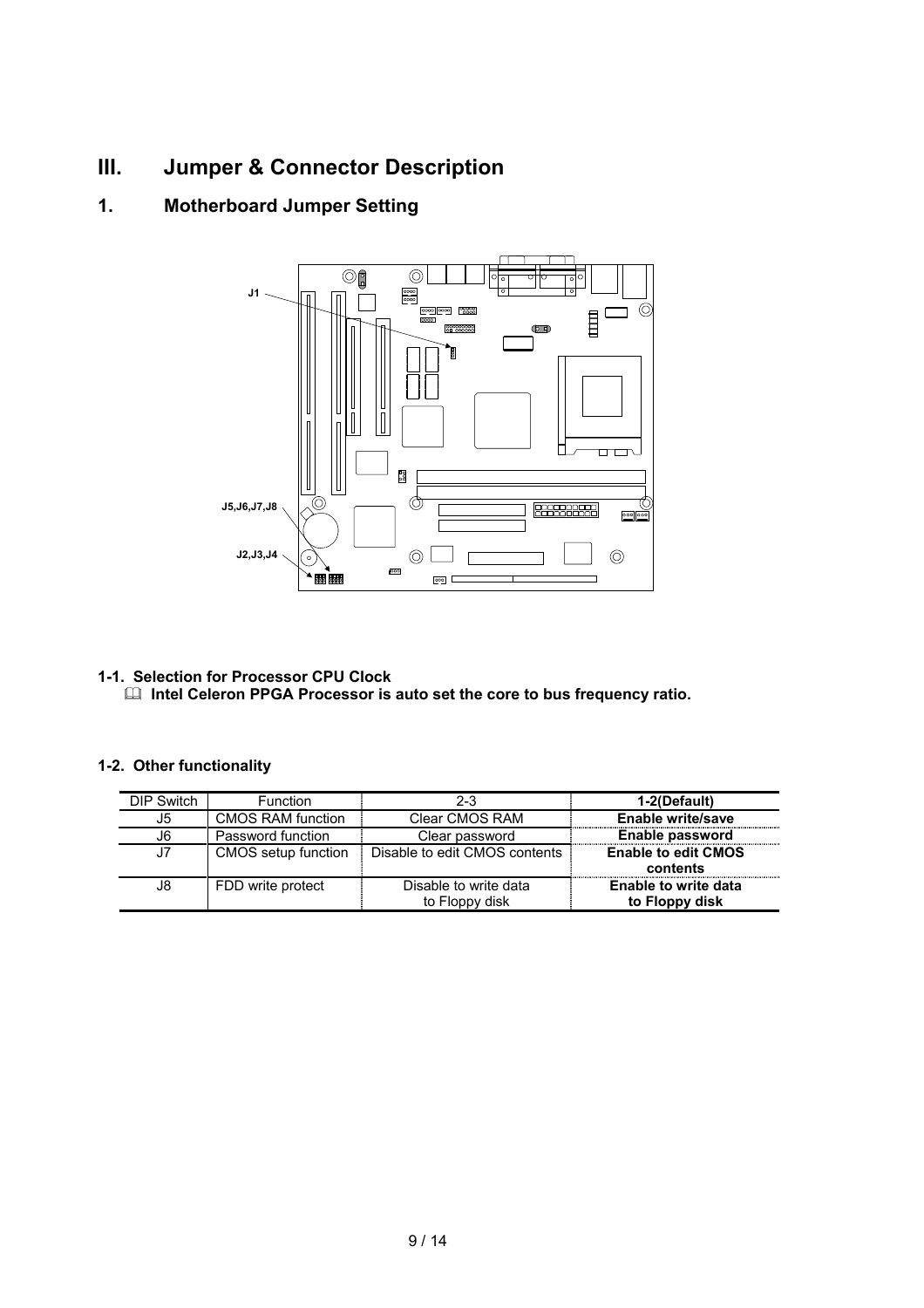# III. Jumper & Connector Description

## 1. Motherboard Jumper Setting

J1

J5,J6,J7,J8

J2,J3,J4

### 1-1. Selection for Processor CPU Clock

**Intel Celeron PPGA Processor is auto set the core to bus frequency ratio.**

### 1-2. Other functionality

| DIP Switch | Function | 2-3 | **1-2(Default)** |
|---|---|---|---|
| J5 | CMOS RAM function | Clear CMOS RAM | **Enable write/save** |
| J6 | Password function | Clear password | **Enable password** |
| J7 | CMOS setup function | Disable to edit CMOS contents | **Enable to edit CMOS contents** |
| J8 | FDD write protect | Disable to write data to Floppy disk | **Enable to write data to Floppy disk** |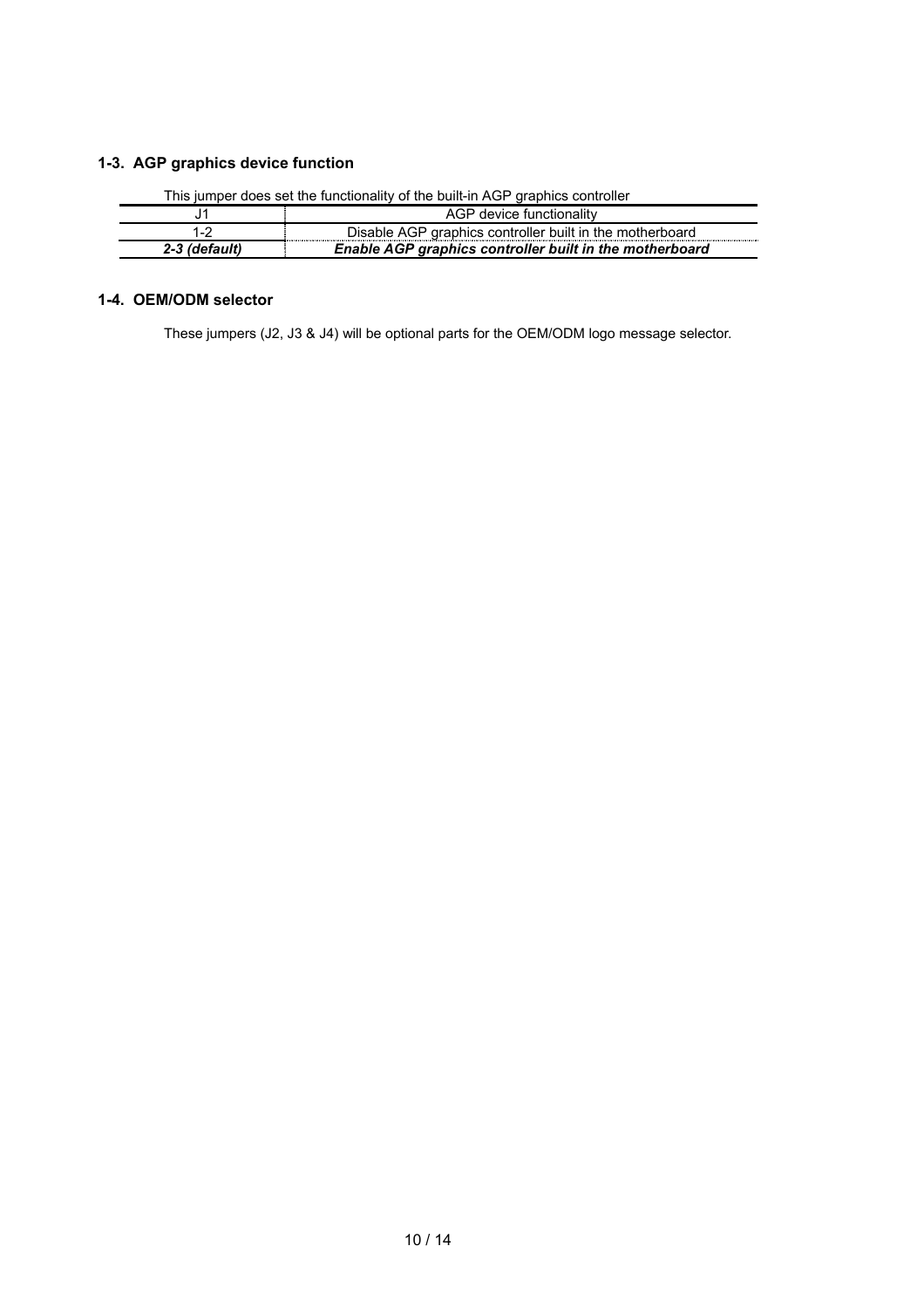### 1-3. AGP graphics device function

This jumper does set the functionality of the built-in AGP graphics controller

| J1 | AGP device functionality |
|---|---|
| 1-2 | Disable AGP graphics controller built in the motherboard |
| ***2-3 (default)*** | ***Enable AGP graphics controller built in the motherboard*** |

### 1-4. OEM/ODM selector

These jumpers (J2, J3 & J4) will be optional parts for the OEM/ODM logo message selector.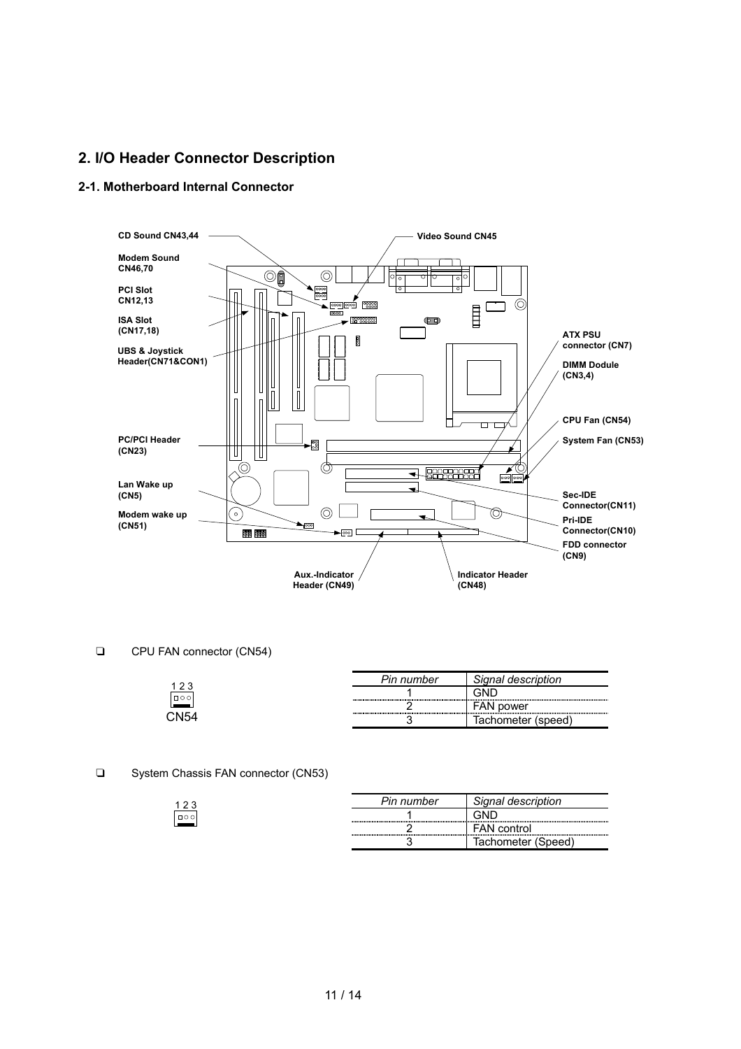## 2. I/O Header Connector Description

### 2-1. Motherboard Internal Connector

CD Sound CN43,44

Modem Sound CN46,70

PCI Slot CN12,13

ISA Slot (CN17,18)

UBS & Joystick Header(CN71&CON1)

PC/PCI Header (CN23)

Lan Wake up (CN5)

Modem wake up (CN51)

Video Sound CN45

ATX PSU connector (CN7)

DIMM Dodule (CN3,4)

CPU Fan (CN54)

System Fan (CN53)

Sec-IDE Connector(CN11)

Pri-IDE Connector(CN10)

FDD connector (CN9)

Aux.-Indicator Header (CN49)

Indicator Header (CN48)

- CPU FAN connector (CN54)

1 2 3

CN54

| *Pin number* | *Signal description* |
|---|---|
| 1 | GND |
| 2 | FAN power |
| 3 | Tachometer (speed) |

- System Chassis FAN connector (CN53)

1 2 3

| *Pin number* | *Signal description* |
|---|---|
| 1 | GND |
| 2 | FAN control |
| 3 | Tachometer (Speed) |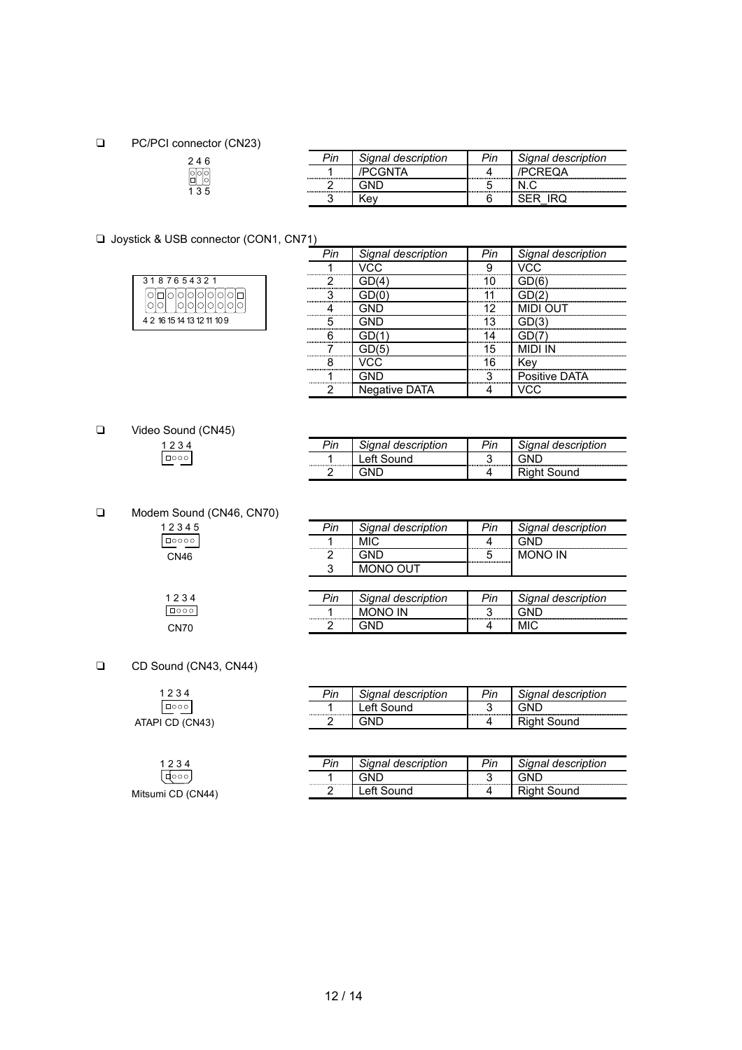- ❑ PC/PCI connector (CN23)

2 4 6
1 3 5

| *Pin* | *Signal description* | *Pin* | *Signal description* |
|---|---|---|---|
| 1 | /PCGNTA | 4 | /PCREQA |
| 2 | GND | 5 | N.C |
| 3 | Key | 6 | SER_IRQ |

- ❑ Joystick & USB connector (CON1, CN71)

3 1 8 7 6 5 4 3 2 1
4 2 16 15 14 13 12 11 10 9

| *Pin* | *Signal description* | *Pin* | *Signal description* |
|---|---|---|---|
| 1 | VCC | 9 | VCC |
| 2 | GD(4) | 10 | GD(6) |
| 3 | GD(0) | 11 | GD(2) |
| 4 | GND | 12 | MIDI OUT |
| 5 | GND | 13 | GD(3) |
| 6 | GD(1) | 14 | GD(7) |
| 7 | GD(5) | 15 | MIDI IN |
| 8 | VCC | 16 | Key |
| 1 | GND | 3 | Positive DATA |
| 2 | Negative DATA | 4 | VCC |

- ❑ Video Sound (CN45)

1 2 3 4

| *Pin* | *Signal description* | *Pin* | *Signal description* |
|---|---|---|---|
| 1 | Left Sound | 3 | GND |
| 2 | GND | 4 | Right Sound |

- ❑ Modem Sound (CN46, CN70)

1 2 3 4 5
CN46

| *Pin* | *Signal description* | *Pin* | *Signal description* |
|---|---|---|---|
| 1 | MIC | 4 | GND |
| 2 | GND | 5 | MONO IN |
| 3 | MONO OUT | | |

1 2 3 4
CN70

| *Pin* | *Signal description* | *Pin* | *Signal description* |
|---|---|---|---|
| 1 | MONO IN | 3 | GND |
| 2 | GND | 4 | MIC |

- ❑ CD Sound (CN43, CN44)

1 2 3 4
ATAPI CD (CN43)

| *Pin* | *Signal description* | *Pin* | *Signal description* |
|---|---|---|---|
| 1 | Left Sound | 3 | GND |
| 2 | GND | 4 | Right Sound |

1 2 3 4
Mitsumi CD (CN44)

| *Pin* | *Signal description* | *Pin* | *Signal description* |
|---|---|---|---|
| 1 | GND | 3 | GND |
| 2 | Left Sound | 4 | Right Sound |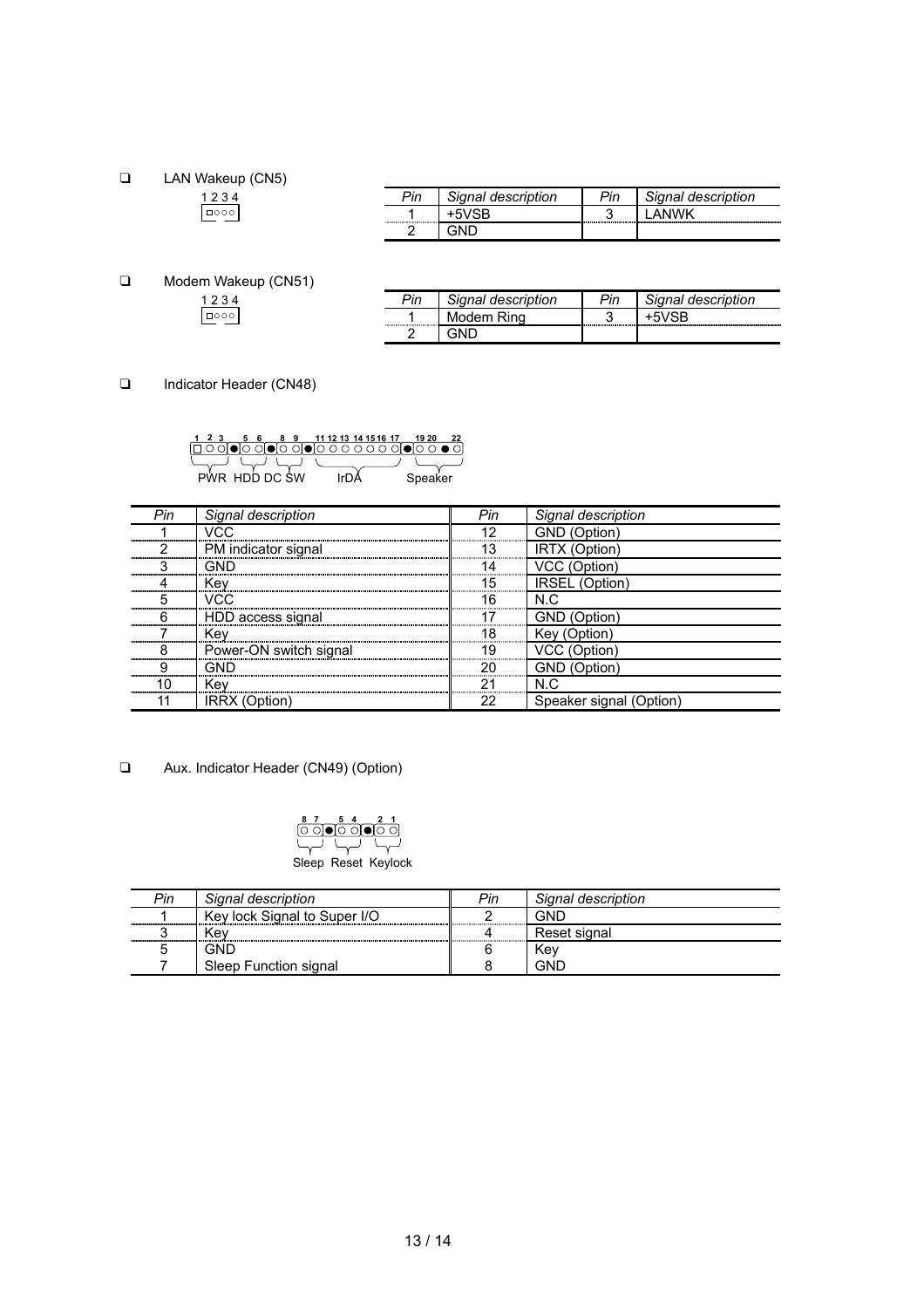- LAN Wakeup (CN5)

1 2 3 4

| Pin | Signal description | Pin | Signal description |
|---|---|---|---|
| 1 | +5VSB | 3 | LANWK |
| 2 | GND | | |

- Modem Wakeup (CN51)

1 2 3 4

| Pin | Signal description | Pin | Signal description |
|---|---|---|---|
| 1 | Modem Ring | 3 | +5VSB |
| 2 | GND | | |

- Indicator Header (CN48)

PWR HDD DC SW IrDA Speaker

| Pin | Signal description | Pin | Signal description |
|---|---|---|---|
| 1 | VCC | 12 | GND (Option) |
| 2 | PM indicator signal | 13 | IRTX (Option) |
| 3 | GND | 14 | VCC (Option) |
| 4 | Key | 15 | IRSEL (Option) |
| 5 | VCC | 16 | N.C |
| 6 | HDD access signal | 17 | GND (Option) |
| 7 | Key | 18 | Key (Option) |
| 8 | Power-ON switch signal | 19 | VCC (Option) |
| 9 | GND | 20 | GND (Option) |
| 10 | Key | 21 | N.C |
| 11 | IRRX (Option) | 22 | Speaker signal (Option) |

- Aux. Indicator Header (CN49) (Option)

Sleep Reset Keylock

| Pin | Signal description | Pin | Signal description |
|---|---|---|---|
| 1 | Key lock Signal to Super I/O | 2 | GND |
| 3 | Key | 4 | Reset signal |
| 5 | GND | 6 | Key |
| 7 | Sleep Function signal | 8 | GND |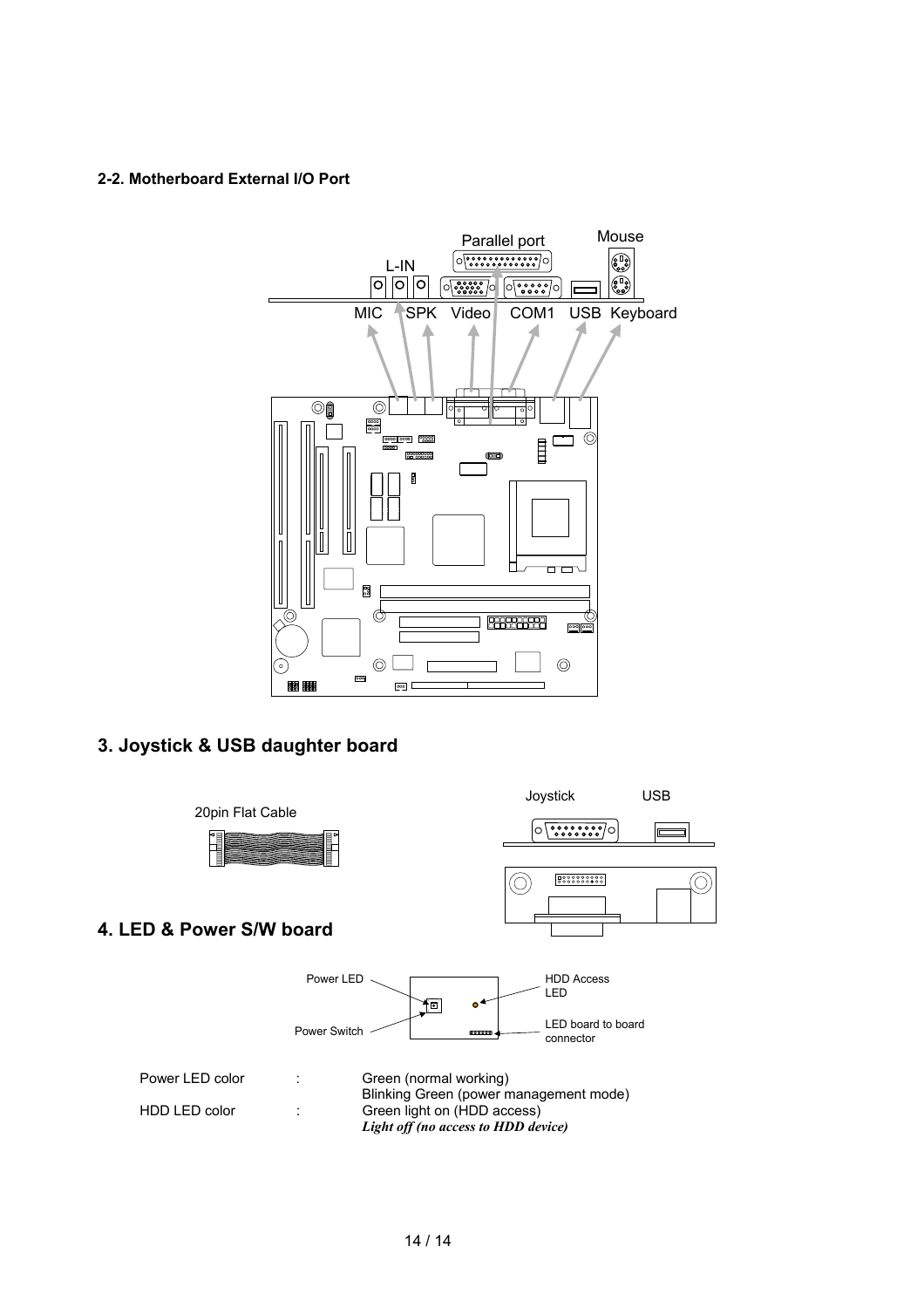#### 2-2. Motherboard External I/O Port

Parallel port
Mouse
L-IN
MIC SPK Video COM1 USB Keyboard

## 3. Joystick & USB daughter board

20pin Flat Cable

Joystick USB

## 4. LED & Power S/W board

Power LED
Power Switch
HDD Access LED
LED board to board connector

| | | |
|---|---|---|
| Power LED color | : | Green (normal working)<br>Blinking Green (power management mode) |
| HDD LED color | : | Green light on (HDD access)<br>***Light off (no access to HDD device)*** |